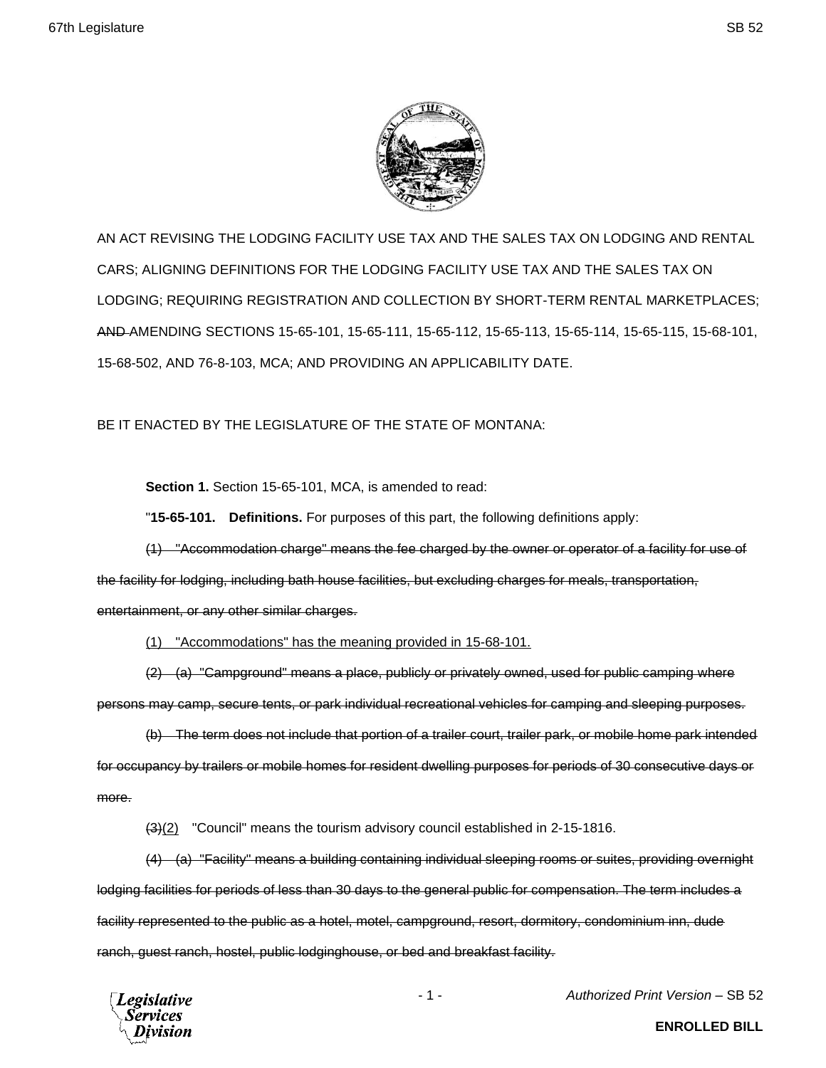AN ACT REVISING THE LODGING FACILITY USE TAX AND THE SALES TAX ON LODGING AND RENTAL CARS; ALIGNING DEFINITIONS FOR THE LODGING FACILITY USE TAX AND THE SALES TAX ON LODGING; REQUIRING REGISTRATION AND COLLECTION BY SHORT-TERM RENTAL MARKETPLACES; ~~AND~~ AMENDING SECTIONS 15-65-101, 15-65-111, 15-65-112, 15-65-113, 15-65-114, 15-65-115, 15-68-101, 15-68-502, AND 76-8-103, MCA; AND PROVIDING AN APPLICABILITY DATE.

BE IT ENACTED BY THE LEGISLATURE OF THE STATE OF MONTANA:

**Section 1.** Section 15-65-101, MCA, is amended to read:

"**15-65-101. Definitions.** For purposes of this part, the following definitions apply:

~~(1) "Accommodation charge" means the fee charged by the owner or operator of a facility for use of the facility for lodging, including bath house facilities, but excluding charges for meals, transportation, entertainment, or any other similar charges.~~

<u>(1) "Accommodations" has the meaning provided in 15-68-101.</u>

~~(2) (a) "Campground" means a place, publicly or privately owned, used for public camping where persons may camp, secure tents, or park individual recreational vehicles for camping and sleeping purposes.~~

~~(b) The term does not include that portion of a trailer court, trailer park, or mobile home park intended for occupancy by trailers or mobile homes for resident dwelling purposes for periods of 30 consecutive days or more.~~

~~(3)~~<u>(2)</u> "Council" means the tourism advisory council established in 2-15-1816.

~~(4) (a) "Facility" means a building containing individual sleeping rooms or suites, providing overnight lodging facilities for periods of less than 30 days to the general public for compensation. The term includes a facility represented to the public as a hotel, motel, campground, resort, dormitory, condominium inn, dude ranch, guest ranch, hostel, public lodginghouse, or bed and breakfast facility.~~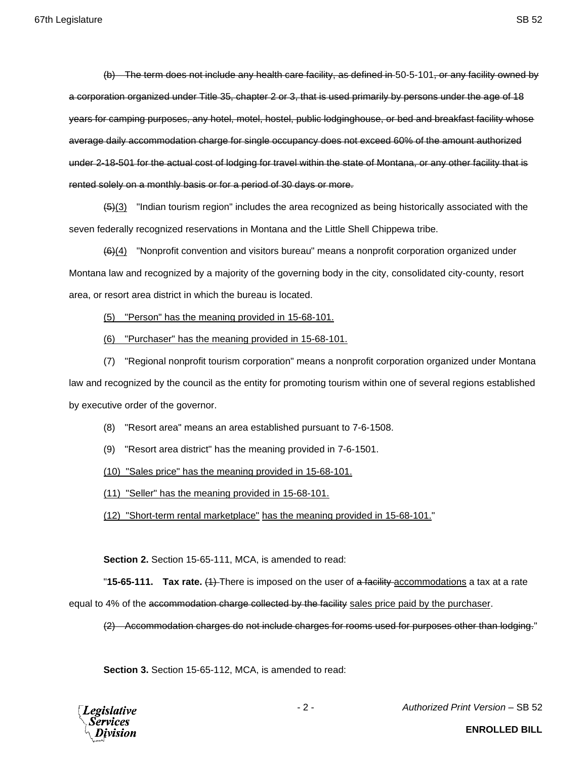~~(b) The term does not include any health care facility, as defined in~~ 50-5-101~~, or any facility owned by a corporation organized under Title 35, chapter 2 or 3, that is used primarily by persons under the age of 18 years for camping purposes, any hotel, motel, hostel, public lodginghouse, or bed and breakfast facility whose average daily accommodation charge for single occupancy does not exceed 60% of the amount authorized under 2-18-501 for the actual cost of lodging for travel within the state of Montana, or any other facility that is rented solely on a monthly basis or for a period of 30 days or more.~~

~~(5)~~<u>(3)</u> "Indian tourism region" includes the area recognized as being historically associated with the seven federally recognized reservations in Montana and the Little Shell Chippewa tribe.

~~(6)~~<u>(4)</u> "Nonprofit convention and visitors bureau" means a nonprofit corporation organized under Montana law and recognized by a majority of the governing body in the city, consolidated city-county, resort area, or resort area district in which the bureau is located.

<u>(5) "Person" has the meaning provided in 15-68-101.</u>

<u>(6) "Purchaser" has the meaning provided in 15-68-101.</u>

(7) "Regional nonprofit tourism corporation" means a nonprofit corporation organized under Montana law and recognized by the council as the entity for promoting tourism within one of several regions established by executive order of the governor.

(8) "Resort area" means an area established pursuant to 7-6-1508.

(9) "Resort area district" has the meaning provided in 7-6-1501.

<u>(10) "Sales price" has the meaning provided in 15-68-101.</u>

<u>(11) "Seller" has the meaning provided in 15-68-101.</u>

<u>(12) "Short-term rental marketplace" has the meaning provided in 15-68-101.</u>"

**Section 2.** Section 15-65-111, MCA, is amended to read:

"**15-65-111. Tax rate.** ~~(1)~~ There is imposed on the user of ~~a facility~~ <u>accommodations</u> a tax at a rate equal to 4% of the ~~accommodation charge collected by the facility~~ <u>sales price paid by the purchaser</u>.

~~(2) Accommodation charges do not include charges for rooms used for purposes other than lodging.~~"

**Section 3.** Section 15-65-112, MCA, is amended to read: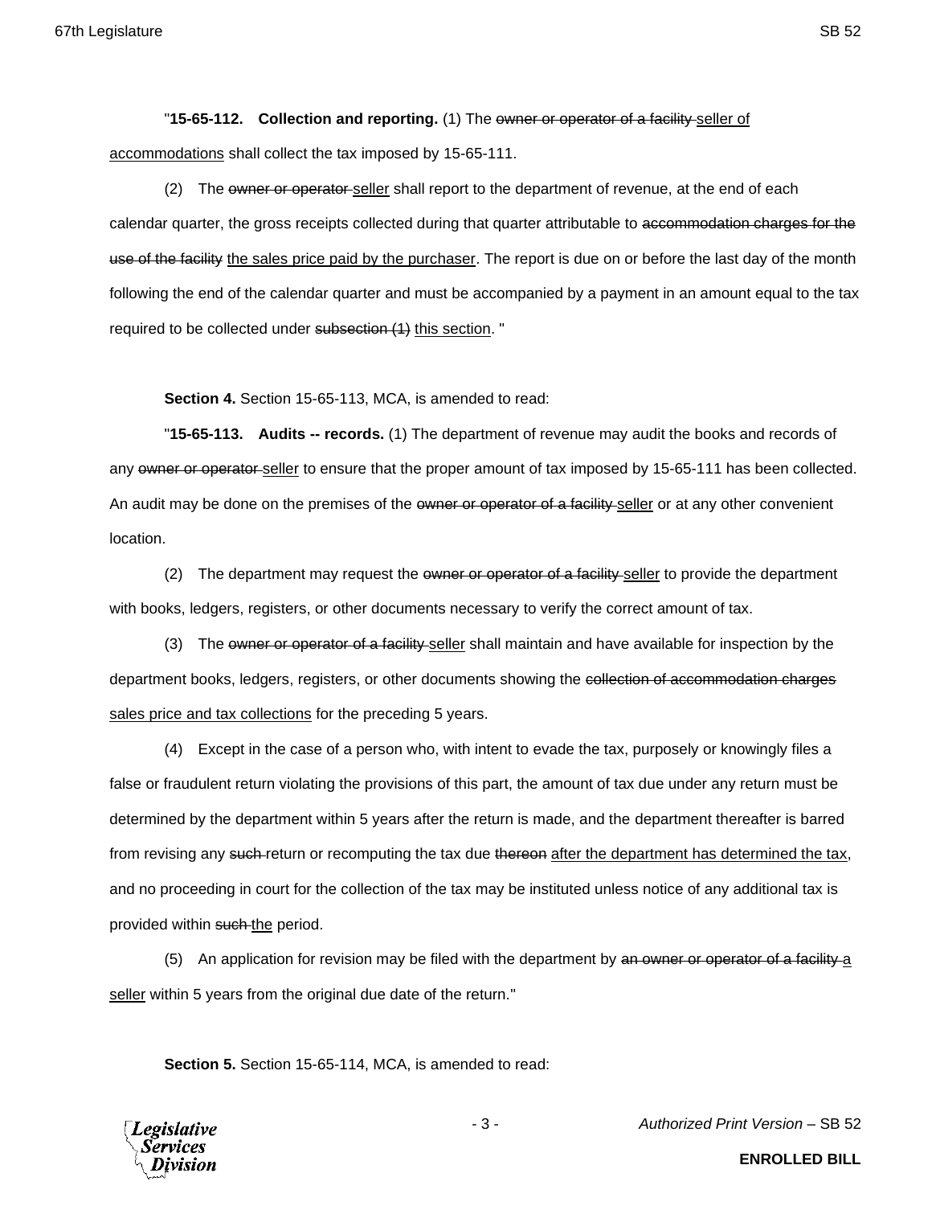"**15-65-112. Collection and reporting.** (1) The ~~owner or operator of a facility~~ <u>seller of accommodations</u> shall collect the tax imposed by 15-65-111.

(2) The ~~owner or operator~~ <u>seller</u> shall report to the department of revenue, at the end of each calendar quarter, the gross receipts collected during that quarter attributable to ~~accommodation charges for the use of the facility~~ <u>the sales price paid by the purchaser</u>. The report is due on or before the last day of the month following the end of the calendar quarter and must be accompanied by a payment in an amount equal to the tax required to be collected under ~~subsection (1)~~ <u>this section</u>. "

**Section 4.** Section 15-65-113, MCA, is amended to read:

"**15-65-113. Audits -- records.** (1) The department of revenue may audit the books and records of any ~~owner or operator~~ <u>seller</u> to ensure that the proper amount of tax imposed by 15-65-111 has been collected. An audit may be done on the premises of the ~~owner or operator of a facility~~ <u>seller</u> or at any other convenient location.

(2) The department may request the ~~owner or operator of a facility~~ <u>seller</u> to provide the department with books, ledgers, registers, or other documents necessary to verify the correct amount of tax.

(3) The ~~owner or operator of a facility~~ <u>seller</u> shall maintain and have available for inspection by the department books, ledgers, registers, or other documents showing the ~~collection of accommodation charges~~ <u>sales price and tax collections</u> for the preceding 5 years.

(4) Except in the case of a person who, with intent to evade the tax, purposely or knowingly files a false or fraudulent return violating the provisions of this part, the amount of tax due under any return must be determined by the department within 5 years after the return is made, and the department thereafter is barred from revising any ~~such~~ return or recomputing the tax due ~~thereon~~ <u>after the department has determined the tax</u>, and no proceeding in court for the collection of the tax may be instituted unless notice of any additional tax is provided within ~~such~~ <u>the</u> period.

(5) An application for revision may be filed with the department by ~~an owner or operator of a facility~~ <u>a seller</u> within 5 years from the original due date of the return."

**Section 5.** Section 15-65-114, MCA, is amended to read: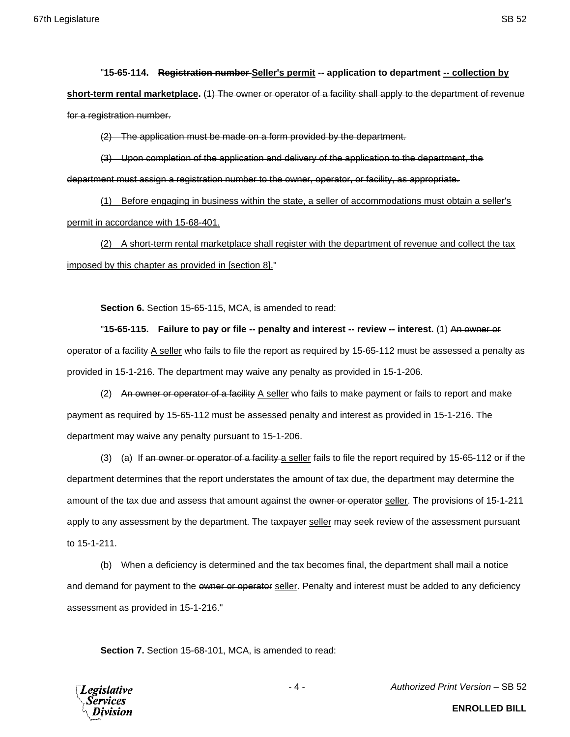"**15-65-114. ~~Registration number~~ <u>Seller's permit</u> -- application to department <u>-- collection by short-term rental marketplace</u>.** ~~(1) The owner or operator of a facility shall apply to the department of revenue for a registration number.~~

~~(2) The application must be made on a form provided by the department.~~

~~(3) Upon completion of the application and delivery of the application to the department, the department must assign a registration number to the owner, operator, or facility, as appropriate.~~

<u>(1) Before engaging in business within the state, a seller of accommodations must obtain a seller's permit in accordance with 15-68-401.</u>

<u>(2) A short-term rental marketplace shall register with the department of revenue and collect the tax imposed by this chapter as provided in [section 8].</u>"

**Section 6.** Section 15-65-115, MCA, is amended to read:

"**15-65-115. Failure to pay or file -- penalty and interest -- review -- interest.** (1) ~~An owner or operator of a facility~~ <u>A seller</u> who fails to file the report as required by 15-65-112 must be assessed a penalty as provided in 15-1-216. The department may waive any penalty as provided in 15-1-206.

(2) ~~An owner or operator of a facility~~ <u>A seller</u> who fails to make payment or fails to report and make payment as required by 15-65-112 must be assessed penalty and interest as provided in 15-1-216. The department may waive any penalty pursuant to 15-1-206.

(3) (a) If ~~an owner or operator of a facility~~ <u>a seller</u> fails to file the report required by 15-65-112 or if the department determines that the report understates the amount of tax due, the department may determine the amount of the tax due and assess that amount against the ~~owner or operator~~ <u>seller</u>. The provisions of 15-1-211 apply to any assessment by the department. The ~~taxpayer~~ <u>seller</u> may seek review of the assessment pursuant to 15-1-211.

(b) When a deficiency is determined and the tax becomes final, the department shall mail a notice and demand for payment to the ~~owner or operator~~ <u>seller</u>. Penalty and interest must be added to any deficiency assessment as provided in 15-1-216."

**Section 7.** Section 15-68-101, MCA, is amended to read: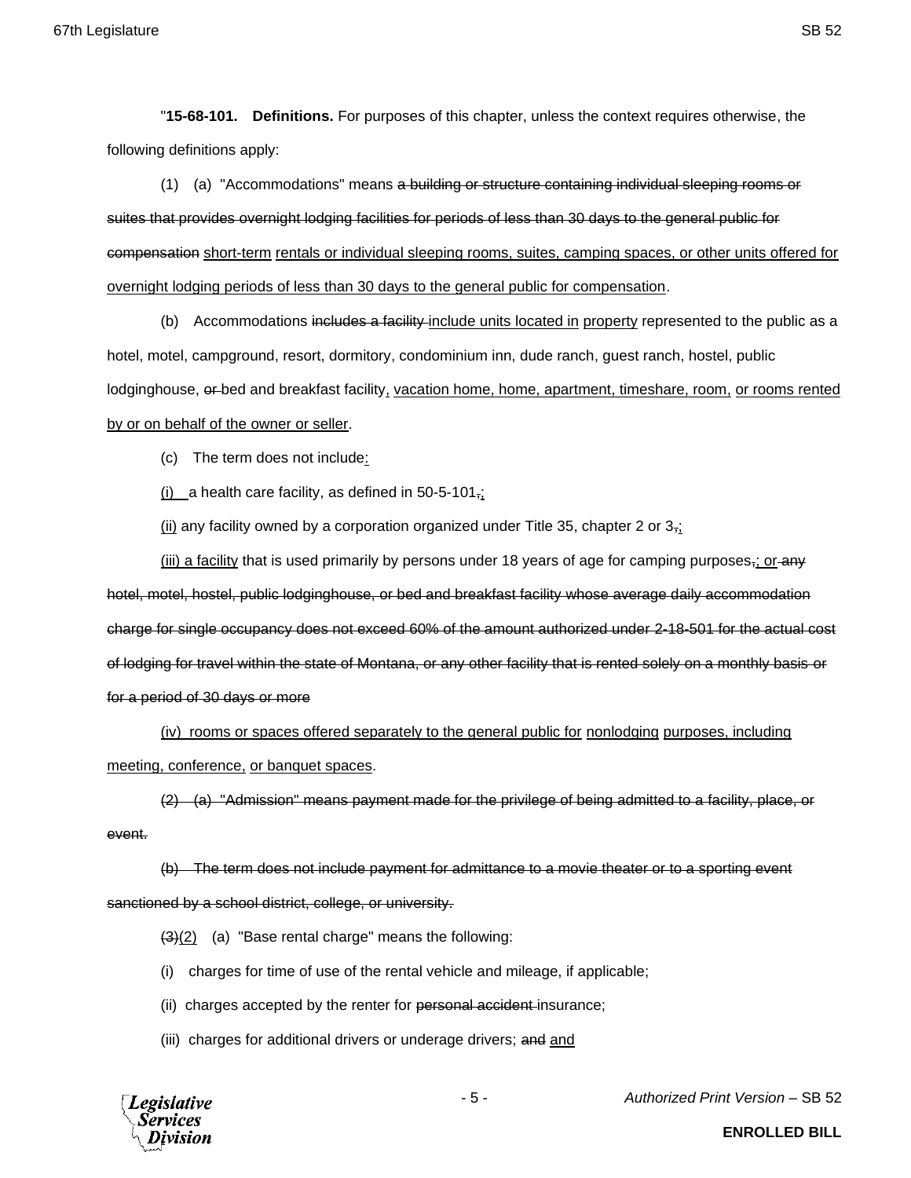"**15-68-101. Definitions.** For purposes of this chapter, unless the context requires otherwise, the following definitions apply:

(1) (a) "Accommodations" means ~~a building or structure containing individual sleeping rooms or suites that provides overnight lodging facilities for periods of less than 30 days to the general public for compensation~~ <u>short-term</u> <u>rentals or individual sleeping rooms, suites, camping spaces, or other units offered for overnight lodging periods of less than 30 days to the general public for compensation</u>.

(b) Accommodations ~~includes a facility~~ <u>include units located in</u> <u>property</u> represented to the public as a hotel, motel, campground, resort, dormitory, condominium inn, dude ranch, guest ranch, hostel, public lodginghouse, ~~or~~ bed and breakfast facility<u>, vacation home, home, apartment, timeshare, room,</u> <u>or rooms rented by or on behalf of the owner or seller</u>.

(c) The term does not include<u>:</u>

<u>(i)</u> a health care facility, as defined in 50-5-101~~,~~<u>;</u>

<u>(ii)</u> any facility owned by a corporation organized under Title 35, chapter 2 or 3~~,~~<u>;</u>

<u>(iii) a facility</u> that is used primarily by persons under 18 years of age for camping purposes~~,~~<u>; or</u> ~~any hotel, motel, hostel, public lodginghouse, or bed and breakfast facility whose average daily accommodation charge for single occupancy does not exceed 60% of the amount authorized under 2-18-501 for the actual cost of lodging for travel within the state of Montana, or any other facility that is rented solely on a monthly basis or for a period of 30 days or more~~

<u>(iv) rooms or spaces offered separately to the general public for</u> <u>nonlodging</u> <u>purposes, including meeting, conference,</u> <u>or banquet spaces</u>.

~~(2) (a) "Admission" means payment made for the privilege of being admitted to a facility, place, or event.~~

~~(b) The term does not include payment for admittance to a movie theater or to a sporting event sanctioned by a school district, college, or university.~~

~~(3)~~<u>(2)</u> (a) "Base rental charge" means the following:

(i) charges for time of use of the rental vehicle and mileage, if applicable;

(ii) charges accepted by the renter for ~~personal accident~~ insurance;

(iii) charges for additional drivers or underage drivers; ~~and~~ <u>and</u>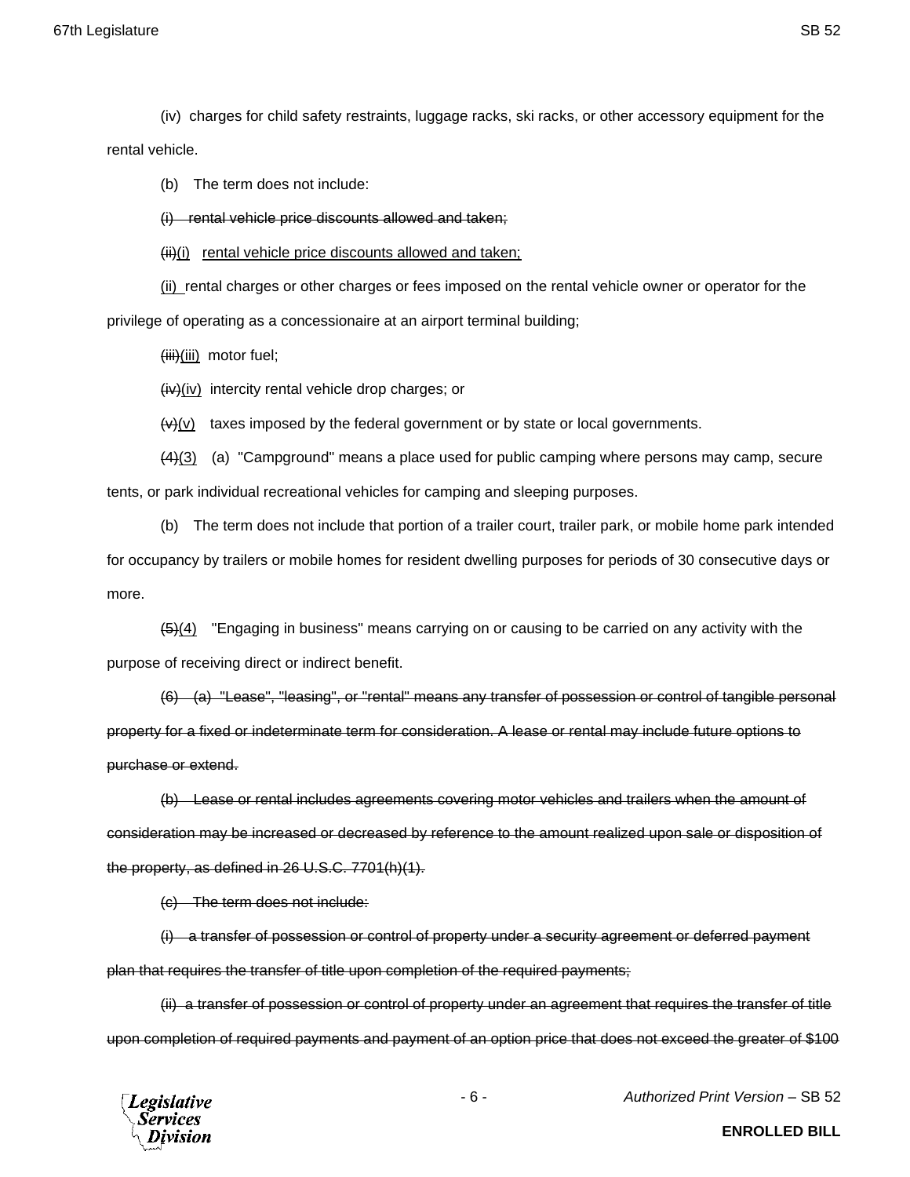(iv) charges for child safety restraints, luggage racks, ski racks, or other accessory equipment for the rental vehicle.

(b) The term does not include:

~~(i) rental vehicle price discounts allowed and taken;~~

~~(ii)~~<u>(i) rental vehicle price discounts allowed and taken;</u>

<u>(ii)</u> rental charges or other charges or fees imposed on the rental vehicle owner or operator for the privilege of operating as a concessionaire at an airport terminal building;

~~(iii)~~<u>(iii)</u> motor fuel;

~~(iv)~~<u>(iv)</u> intercity rental vehicle drop charges; or

~~(v)~~<u>(v)</u> taxes imposed by the federal government or by state or local governments.

~~(4)~~<u>(3)</u> (a) "Campground" means a place used for public camping where persons may camp, secure tents, or park individual recreational vehicles for camping and sleeping purposes.

(b) The term does not include that portion of a trailer court, trailer park, or mobile home park intended for occupancy by trailers or mobile homes for resident dwelling purposes for periods of 30 consecutive days or more.

~~(5)~~<u>(4)</u> "Engaging in business" means carrying on or causing to be carried on any activity with the purpose of receiving direct or indirect benefit.

~~(6) (a) "Lease", "leasing", or "rental" means any transfer of possession or control of tangible personal property for a fixed or indeterminate term for consideration. A lease or rental may include future options to purchase or extend.~~

~~(b) Lease or rental includes agreements covering motor vehicles and trailers when the amount of consideration may be increased or decreased by reference to the amount realized upon sale or disposition of the property, as defined in 26 U.S.C. 7701(h)(1).~~

~~(c) The term does not include:~~

~~(i) a transfer of possession or control of property under a security agreement or deferred payment plan that requires the transfer of title upon completion of the required payments;~~

~~(ii) a transfer of possession or control of property under an agreement that requires the transfer of title upon completion of required payments and payment of an option price that does not exceed the greater of $100~~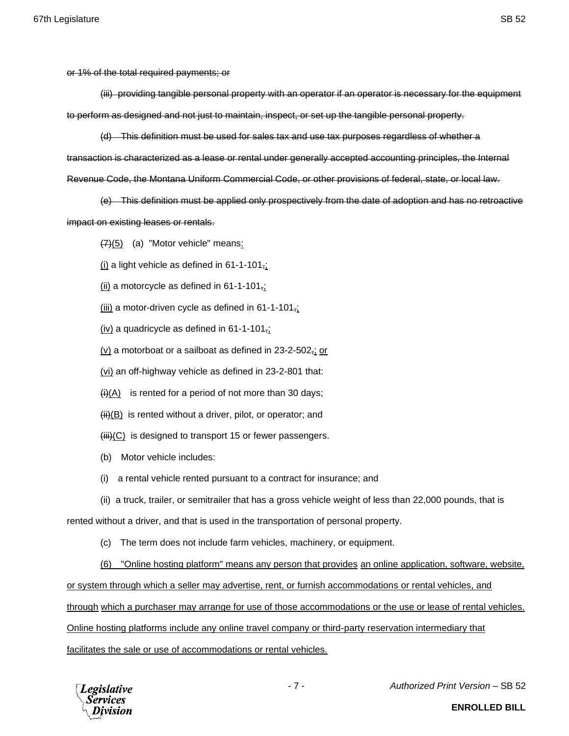~~or 1% of the total required payments; or~~

~~(iii) providing tangible personal property with an operator if an operator is necessary for the equipment to perform as designed and not just to maintain, inspect, or set up the tangible personal property.~~

~~(d) This definition must be used for sales tax and use tax purposes regardless of whether a transaction is characterized as a lease or rental under generally accepted accounting principles, the Internal Revenue Code, the Montana Uniform Commercial Code, or other provisions of federal, state, or local law.~~

~~(e) This definition must be applied only prospectively from the date of adoption and has no retroactive impact on existing leases or rentals.~~

~~(7)~~<u>(5)</u> (a) "Motor vehicle" means<u>:</u>

<u>(i)</u> a light vehicle as defined in 61-1-101~~,~~<u>;</u>

<u>(ii)</u> a motorcycle as defined in 61-1-101~~,~~<u>;</u>

<u>(iii)</u> a motor-driven cycle as defined in 61-1-101~~,~~<u>;</u>

<u>(iv)</u> a quadricycle as defined in 61-1-101~~,~~<u>;</u>

<u>(v)</u> a motorboat or a sailboat as defined in 23-2-502~~,~~<u>; or</u>

<u>(vi)</u> an off-highway vehicle as defined in 23-2-801 that:

~~(i)~~<u>(A)</u> is rented for a period of not more than 30 days;

~~(ii)~~<u>(B)</u> is rented without a driver, pilot, or operator; and

~~(iii)~~<u>(C)</u> is designed to transport 15 or fewer passengers.

(b) Motor vehicle includes:

(i) a rental vehicle rented pursuant to a contract for insurance; and

(ii) a truck, trailer, or semitrailer that has a gross vehicle weight of less than 22,000 pounds, that is rented without a driver, and that is used in the transportation of personal property.

(c) The term does not include farm vehicles, machinery, or equipment.

<u>(6) "Online hosting platform" means any person that provides</u> <u>an online application, software, website, or system through which a seller may advertise, rent, or furnish accommodations or rental vehicles, and through</u> <u>which a purchaser may arrange for use of those accommodations or the use or lease of rental vehicles. Online hosting platforms include any online travel company or third-party reservation intermediary that facilitates the sale or use of accommodations or rental vehicles.</u>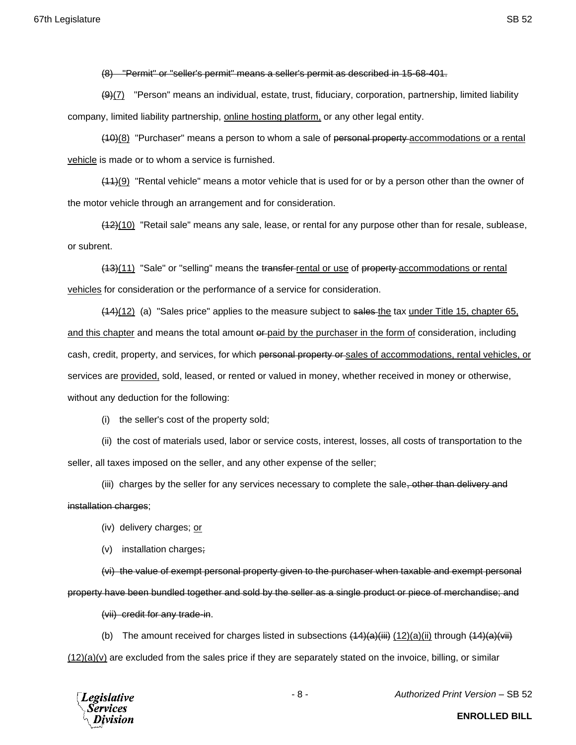~~(8) "Permit" or "seller's permit" means a seller's permit as described in 15-68-401.~~

~~(9)~~<u>(7)</u> "Person" means an individual, estate, trust, fiduciary, corporation, partnership, limited liability company, limited liability partnership, <u>online hosting platform,</u> or any other legal entity.

~~(10)~~<u>(8)</u> "Purchaser" means a person to whom a sale of ~~personal property~~ <u>accommodations or a rental vehicle</u> is made or to whom a service is furnished.

~~(11)~~<u>(9)</u> "Rental vehicle" means a motor vehicle that is used for or by a person other than the owner of the motor vehicle through an arrangement and for consideration.

~~(12)~~<u>(10)</u> "Retail sale" means any sale, lease, or rental for any purpose other than for resale, sublease, or subrent.

~~(13)~~<u>(11)</u> "Sale" or "selling" means the ~~transfer~~ <u>rental or use</u> of ~~property~~ <u>accommodations or rental vehicles</u> for consideration or the performance of a service for consideration.

~~(14)~~<u>(12)</u> (a) "Sales price" applies to the measure subject to ~~sales~~ <u>the</u> tax <u>under Title 15, chapter 65, and this chapter</u> and means the total amount ~~or~~ <u>paid by the purchaser in the form of</u> consideration, including cash, credit, property, and services, for which ~~personal property or~~ <u>sales of accommodations, rental vehicles, or</u> services are <u>provided,</u> sold, leased, or rented or valued in money, whether received in money or otherwise, without any deduction for the following:

(i) the seller's cost of the property sold;

(ii) the cost of materials used, labor or service costs, interest, losses, all costs of transportation to the seller, all taxes imposed on the seller, and any other expense of the seller;

(iii) charges by the seller for any services necessary to complete the sale~~, other than delivery and installation charges~~;

(iv) delivery charges; <u>or</u>

(v) installation charges~~;~~

~~(vi) the value of exempt personal property given to the purchaser when taxable and exempt personal property have been bundled together and sold by the seller as a single product or piece of merchandise; and~~

~~(vii) credit for any trade-in~~.

(b) The amount received for charges listed in subsections ~~(14)(a)(iii)~~ <u>(12)(a)(ii)</u> through ~~(14)(a)(vii)~~ <u>(12)(a)(v)</u> are excluded from the sales price if they are separately stated on the invoice, billing, or similar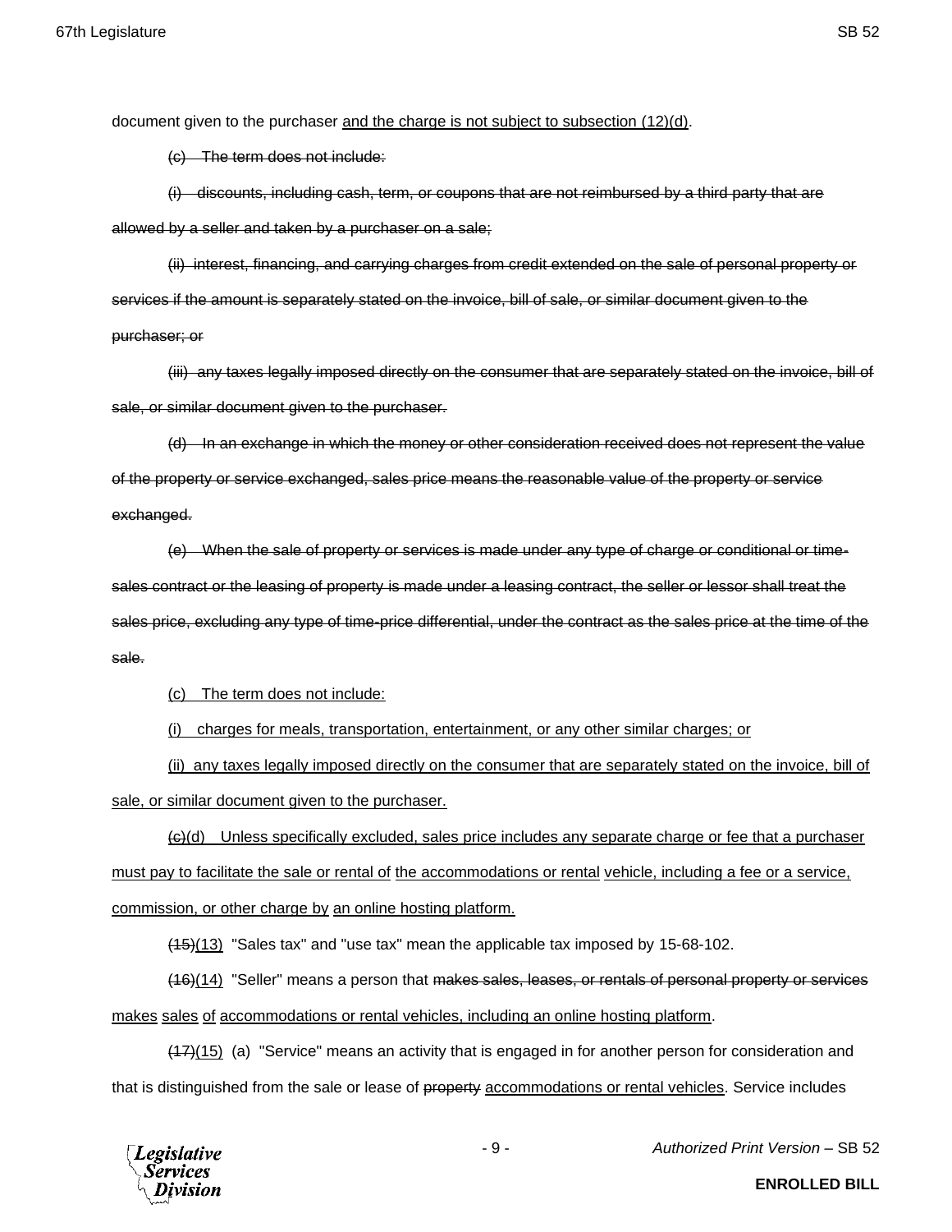document given to the purchaser and the charge is not subject to subsection (12)(d).

~~(c) The term does not include:~~

~~(i) discounts, including cash, term, or coupons that are not reimbursed by a third party that are allowed by a seller and taken by a purchaser on a sale;~~

~~(ii) interest, financing, and carrying charges from credit extended on the sale of personal property or services if the amount is separately stated on the invoice, bill of sale, or similar document given to the purchaser; or~~

~~(iii) any taxes legally imposed directly on the consumer that are separately stated on the invoice, bill of sale, or similar document given to the purchaser.~~

~~(d) In an exchange in which the money or other consideration received does not represent the value of the property or service exchanged, sales price means the reasonable value of the property or service exchanged.~~

~~(e) When the sale of property or services is made under any type of charge or conditional or time-sales contract or the leasing of property is made under a leasing contract, the seller or lessor shall treat the sales price, excluding any type of time-price differential, under the contract as the sales price at the time of the sale.~~

(c) The term does not include:

(i) charges for meals, transportation, entertainment, or any other similar charges; or

(ii) any taxes legally imposed directly on the consumer that are separately stated on the invoice, bill of sale, or similar document given to the purchaser.

~~(c)~~(d) Unless specifically excluded, sales price includes any separate charge or fee that a purchaser must pay to facilitate the sale or rental of the accommodations or rental vehicle, including a fee or a service, commission, or other charge by an online hosting platform.

~~(15)~~(13) "Sales tax" and "use tax" mean the applicable tax imposed by 15-68-102.

~~(16)~~(14) "Seller" means a person that ~~makes sales, leases, or rentals of personal property or services~~ makes sales of accommodations or rental vehicles, including an online hosting platform.

~~(17)~~(15) (a) "Service" means an activity that is engaged in for another person for consideration and that is distinguished from the sale or lease of ~~property~~ accommodations or rental vehicles. Service includes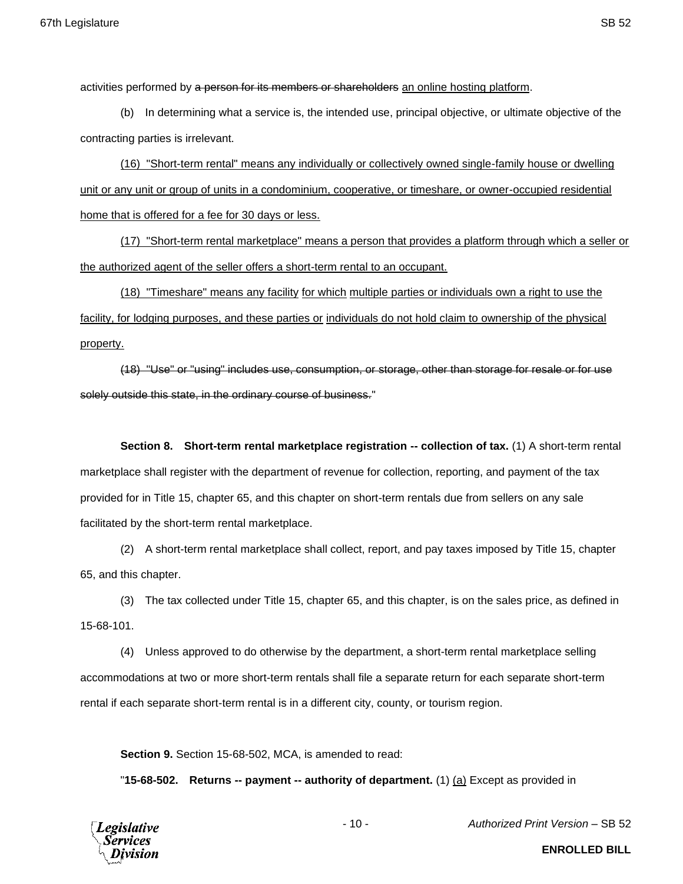activities performed by ~~a person for its members or shareholders~~ <u>an online hosting platform</u>.

(b) In determining what a service is, the intended use, principal objective, or ultimate objective of the contracting parties is irrelevant.

<u>(16) "Short-term rental" means any individually or collectively owned single-family house or dwelling unit or any unit or group of units in a condominium, cooperative, or timeshare, or owner-occupied residential home that is offered for a fee for 30 days or less.</u>

<u>(17) "Short-term rental marketplace" means a person that provides a platform through which a seller or the authorized agent of the seller offers a short-term rental to an occupant.</u>

<u>(18) "Timeshare" means any facility for which multiple parties or individuals own a right to use the facility, for lodging purposes, and these parties or individuals do not hold claim to ownership of the physical property.</u>

~~(18) "Use" or "using" includes use, consumption, or storage, other than storage for resale or for use solely outside this state, in the ordinary course of business.~~"

**Section 8. Short-term rental marketplace registration -- collection of tax.** (1) A short-term rental marketplace shall register with the department of revenue for collection, reporting, and payment of the tax provided for in Title 15, chapter 65, and this chapter on short-term rentals due from sellers on any sale facilitated by the short-term rental marketplace.

(2) A short-term rental marketplace shall collect, report, and pay taxes imposed by Title 15, chapter 65, and this chapter.

(3) The tax collected under Title 15, chapter 65, and this chapter, is on the sales price, as defined in 15-68-101.

(4) Unless approved to do otherwise by the department, a short-term rental marketplace selling accommodations at two or more short-term rentals shall file a separate return for each separate short-term rental if each separate short-term rental is in a different city, county, or tourism region.

**Section 9.** Section 15-68-502, MCA, is amended to read:

"**15-68-502. Returns -- payment -- authority of department.** (1) <u>(a)</u> Except as provided in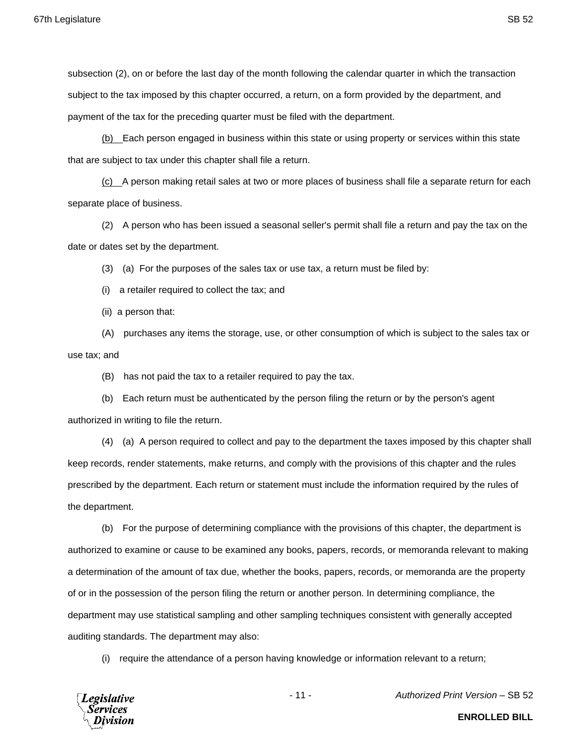subsection (2), on or before the last day of the month following the calendar quarter in which the transaction subject to the tax imposed by this chapter occurred, a return, on a form provided by the department, and payment of the tax for the preceding quarter must be filed with the department.

(b) Each person engaged in business within this state or using property or services within this state that are subject to tax under this chapter shall file a return.

(c) A person making retail sales at two or more places of business shall file a separate return for each separate place of business.

(2) A person who has been issued a seasonal seller's permit shall file a return and pay the tax on the date or dates set by the department.

(3) (a) For the purposes of the sales tax or use tax, a return must be filed by:

(i) a retailer required to collect the tax; and

(ii) a person that:

(A) purchases any items the storage, use, or other consumption of which is subject to the sales tax or use tax; and

(B) has not paid the tax to a retailer required to pay the tax.

(b) Each return must be authenticated by the person filing the return or by the person's agent authorized in writing to file the return.

(4) (a) A person required to collect and pay to the department the taxes imposed by this chapter shall keep records, render statements, make returns, and comply with the provisions of this chapter and the rules prescribed by the department. Each return or statement must include the information required by the rules of the department.

(b) For the purpose of determining compliance with the provisions of this chapter, the department is authorized to examine or cause to be examined any books, papers, records, or memoranda relevant to making a determination of the amount of tax due, whether the books, papers, records, or memoranda are the property of or in the possession of the person filing the return or another person. In determining compliance, the department may use statistical sampling and other sampling techniques consistent with generally accepted auditing standards. The department may also:

(i) require the attendance of a person having knowledge or information relevant to a return;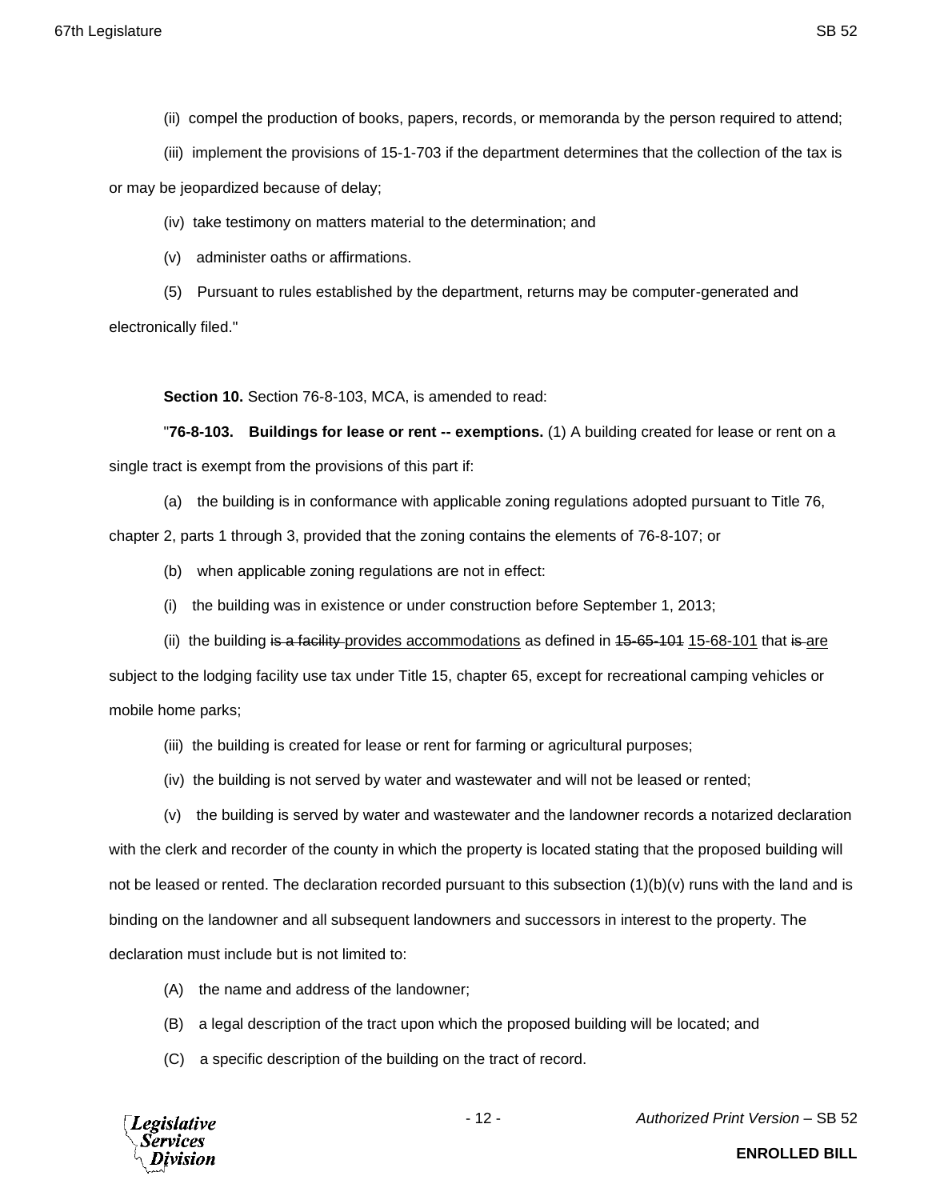(ii) compel the production of books, papers, records, or memoranda by the person required to attend;

(iii) implement the provisions of 15-1-703 if the department determines that the collection of the tax is or may be jeopardized because of delay;

(iv) take testimony on matters material to the determination; and

(v) administer oaths or affirmations.

(5) Pursuant to rules established by the department, returns may be computer-generated and electronically filed."

**Section 10.** Section 76-8-103, MCA, is amended to read:

"**76-8-103. Buildings for lease or rent -- exemptions.** (1) A building created for lease or rent on a single tract is exempt from the provisions of this part if:

(a) the building is in conformance with applicable zoning regulations adopted pursuant to Title 76, chapter 2, parts 1 through 3, provided that the zoning contains the elements of 76-8-107; or

(b) when applicable zoning regulations are not in effect:

(i) the building was in existence or under construction before September 1, 2013;

(ii) the building ~~is a facility~~ provides accommodations as defined in ~~15-65-101~~ 15-68-101 that ~~is~~ are subject to the lodging facility use tax under Title 15, chapter 65, except for recreational camping vehicles or mobile home parks;

(iii) the building is created for lease or rent for farming or agricultural purposes;

(iv) the building is not served by water and wastewater and will not be leased or rented;

(v) the building is served by water and wastewater and the landowner records a notarized declaration with the clerk and recorder of the county in which the property is located stating that the proposed building will not be leased or rented. The declaration recorded pursuant to this subsection (1)(b)(v) runs with the land and is binding on the landowner and all subsequent landowners and successors in interest to the property. The declaration must include but is not limited to:

(A) the name and address of the landowner;

(B) a legal description of the tract upon which the proposed building will be located; and

(C) a specific description of the building on the tract of record.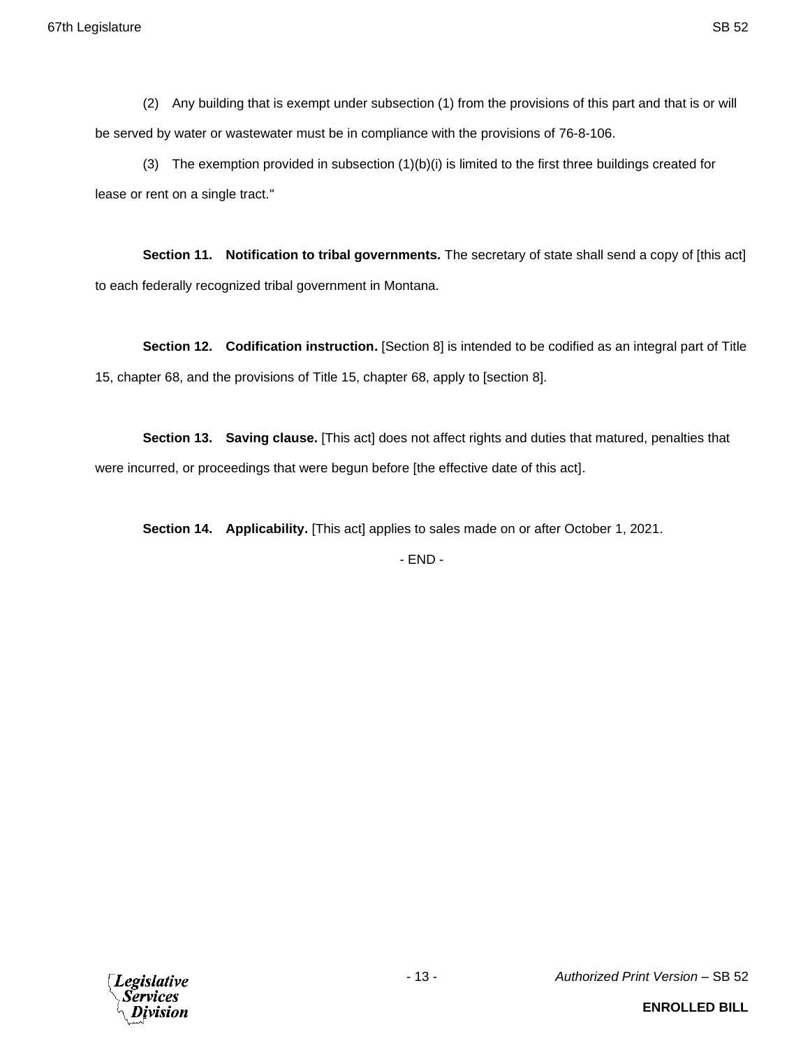(2) Any building that is exempt under subsection (1) from the provisions of this part and that is or will be served by water or wastewater must be in compliance with the provisions of 76-8-106.

(3) The exemption provided in subsection (1)(b)(i) is limited to the first three buildings created for lease or rent on a single tract."

**Section 11. Notification to tribal governments.** The secretary of state shall send a copy of [this act] to each federally recognized tribal government in Montana.

**Section 12. Codification instruction.** [Section 8] is intended to be codified as an integral part of Title 15, chapter 68, and the provisions of Title 15, chapter 68, apply to [section 8].

**Section 13. Saving clause.** [This act] does not affect rights and duties that matured, penalties that were incurred, or proceedings that were begun before [the effective date of this act].

**Section 14. Applicability.** [This act] applies to sales made on or after October 1, 2021.

- END -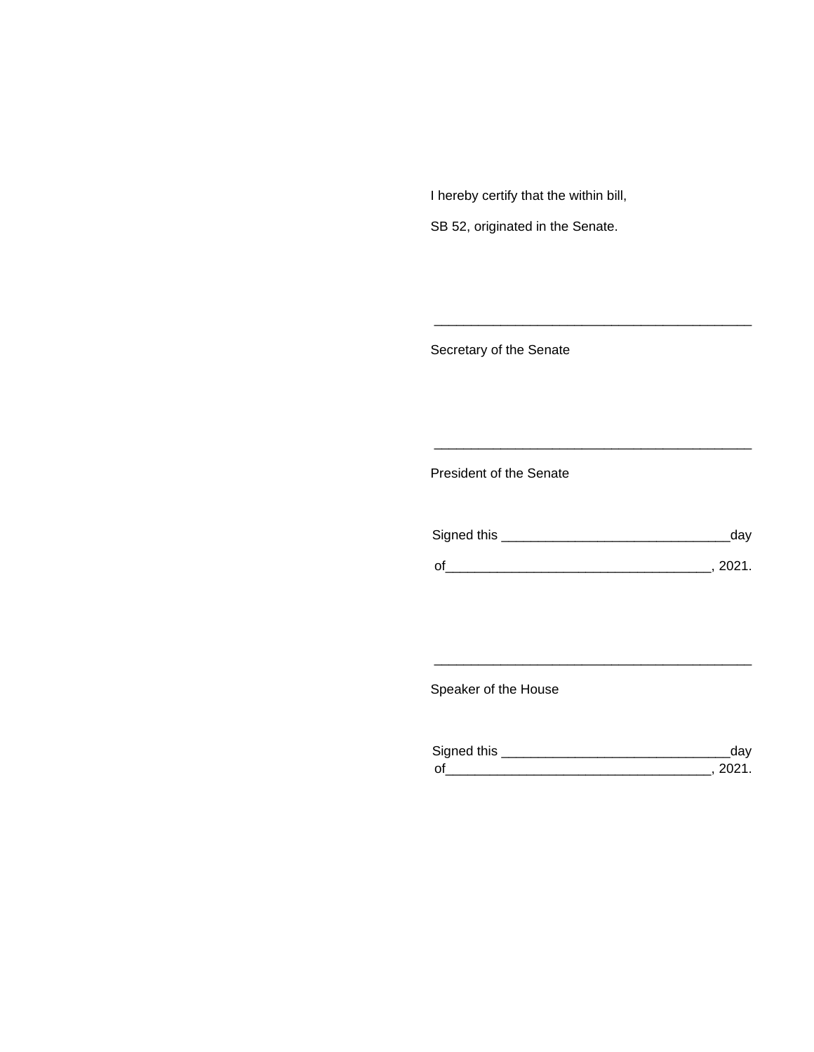I hereby certify that the within bill,

SB 52, originated in the Senate.

\_\_\_\_\_\_\_\_\_\_\_\_\_\_\_\_\_\_\_\_\_\_\_\_\_\_\_\_\_\_\_\_\_\_\_\_\_\_\_\_\_\_\_\_

Secretary of the Senate

\_\_\_\_\_\_\_\_\_\_\_\_\_\_\_\_\_\_\_\_\_\_\_\_\_\_\_\_\_\_\_\_\_\_\_\_\_\_\_\_\_\_\_\_

President of the Senate

Signed this \_\_\_\_\_\_\_\_\_\_\_\_\_\_\_\_\_\_\_\_\_\_\_\_\_\_\_\_\_\_\_day

of\_\_\_\_\_\_\_\_\_\_\_\_\_\_\_\_\_\_\_\_\_\_\_\_\_\_\_\_\_\_\_\_\_\_\_\_, 2021.

\_\_\_\_\_\_\_\_\_\_\_\_\_\_\_\_\_\_\_\_\_\_\_\_\_\_\_\_\_\_\_\_\_\_\_\_\_\_\_\_\_\_\_\_

Speaker of the House

Signed this \_\_\_\_\_\_\_\_\_\_\_\_\_\_\_\_\_\_\_\_\_\_\_\_\_\_\_\_\_\_\_day

of\_\_\_\_\_\_\_\_\_\_\_\_\_\_\_\_\_\_\_\_\_\_\_\_\_\_\_\_\_\_\_\_\_\_\_\_, 2021.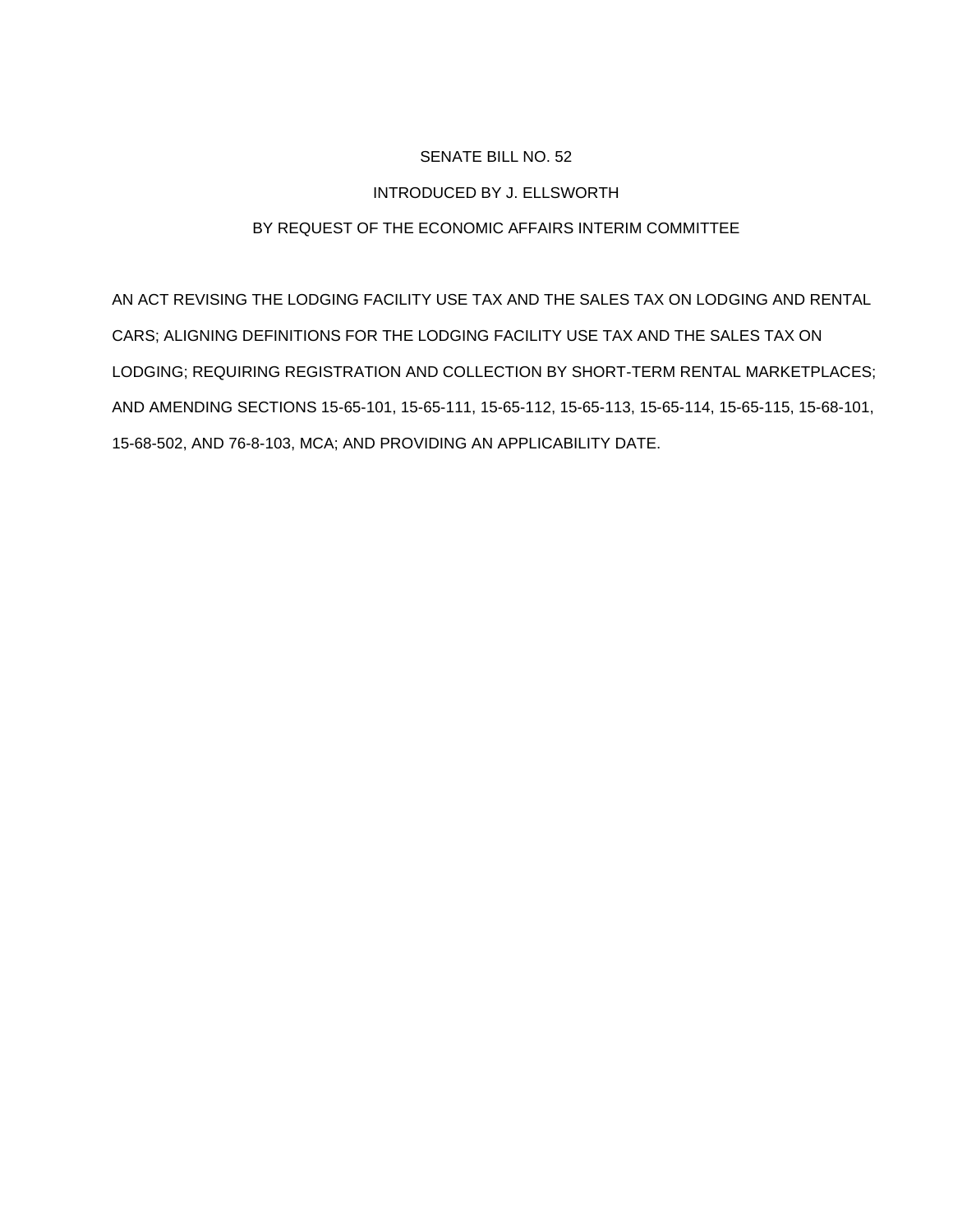SENATE BILL NO. 52

INTRODUCED BY J. ELLSWORTH

BY REQUEST OF THE ECONOMIC AFFAIRS INTERIM COMMITTEE

AN ACT REVISING THE LODGING FACILITY USE TAX AND THE SALES TAX ON LODGING AND RENTAL CARS; ALIGNING DEFINITIONS FOR THE LODGING FACILITY USE TAX AND THE SALES TAX ON LODGING; REQUIRING REGISTRATION AND COLLECTION BY SHORT-TERM RENTAL MARKETPLACES; AND AMENDING SECTIONS 15-65-101, 15-65-111, 15-65-112, 15-65-113, 15-65-114, 15-65-115, 15-68-101, 15-68-502, AND 76-8-103, MCA; AND PROVIDING AN APPLICABILITY DATE.